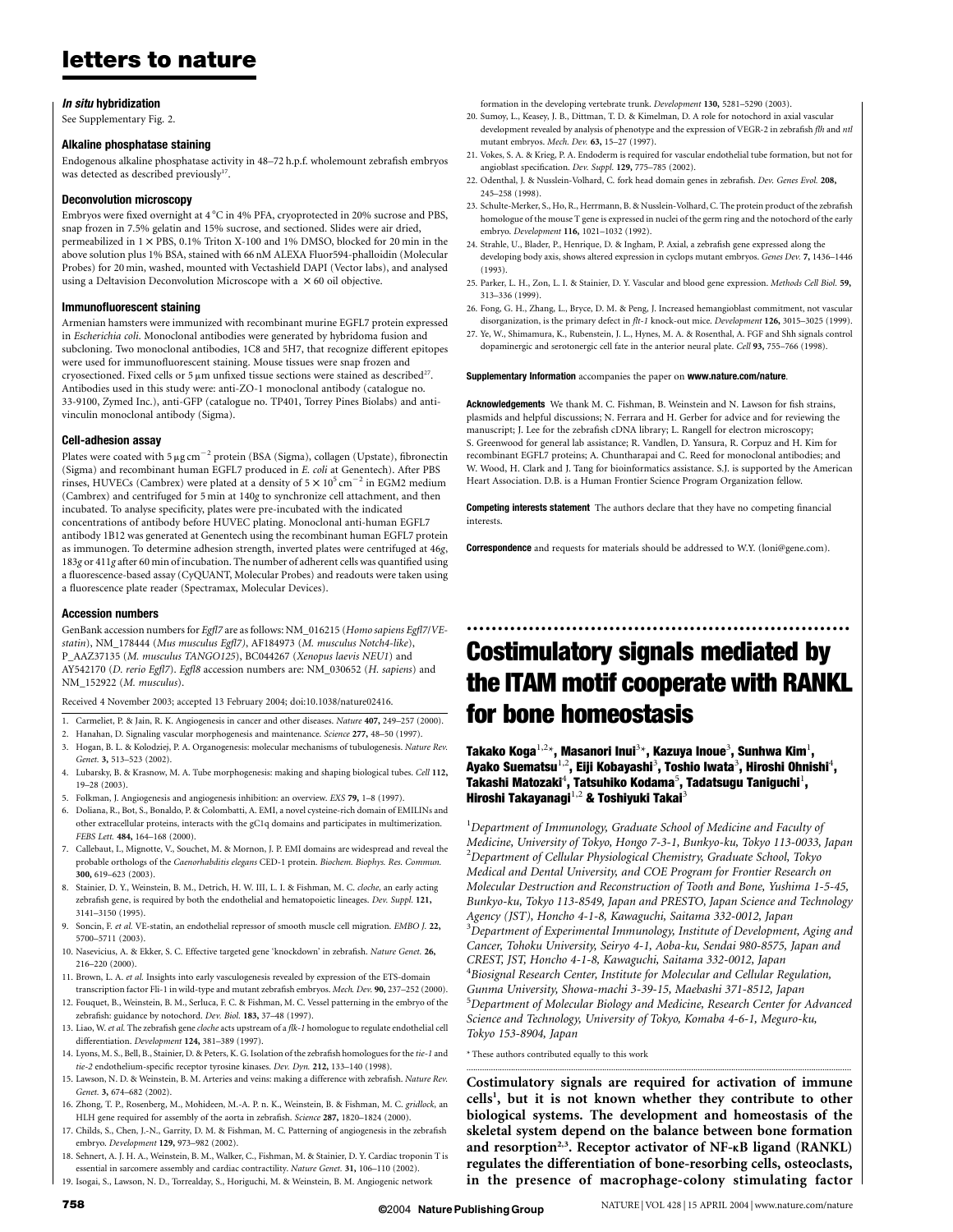### *In situ* hybridization

See Supplementary Fig. 2.

### Alkaline phosphatase staining

Endogenous alkaline phosphatase activity in 48–72 h.p.f. wholemount zebrafish embryos was detected as described previously[17].

### Deconvolution microscopy

Embryos were fixed overnight at 4 °C in 4% PFA, cryoprotected in 20% sucrose and PBS, snap frozen in 7.5% gelatin and 15% sucrose, and sectioned. Slides were air dried, permeabilized in 1 × PBS, 0.1% Triton X-100 and 1% DMSO, blocked for 20 min in the above solution plus 1% BSA, stained with 66 nM ALEXA Fluor594-phalloidin (Molecular Probes) for 20 min, washed, mounted with Vectashield DAPI (Vector labs), and analysed using a Deltavision Deconvolution Microscope with a × 60 oil objective.

### Immunofluorescent staining

Armenian hamsters were immunized with recombinant murine EGFL7 protein expressed in *Escherichia coli*. Monoclonal antibodies were generated by hybridoma fusion and subcloning. Two monoclonal antibodies, 1C8 and 5H7, that recognize different epitopes were used for immunofluorescent staining. Mouse tissues were snap frozen and cryosectioned. Fixed cells or 5 μm unfixed tissue sections were stained as described[27]. Antibodies used in this study were: anti-ZO-1 monoclonal antibody (catalogue no. 33-9100, Zymed Inc.), anti-GFP (catalogue no. TP401, Torrey Pines Biolabs) and anti-vinculin monoclonal antibody (Sigma).

### Cell-adhesion assay

Plates were coated with 5 μg $cm^{-2}$ protein (BSA (Sigma), collagen (Upstate), fibronectin (Sigma) and recombinant human EGFL7 produced in *E. coli* at Genentech). After PBS rinses, HUVECs (Cambrex) were plated at a density of $5 \times 10^5$ $cm^{-2}$ in EGM2 medium (Cambrex) and centrifuged for 5 min at 140*g* to synchronize cell attachment, and then incubated. To analyse specificity, plates were pre-incubated with the indicated concentrations of antibody before HUVEC plating. Monoclonal anti-human EGFL7 antibody 1B12 was generated at Genentech using the recombinant human EGFL7 protein as immunogen. To determine adhesion strength, inverted plates were centrifuged at 46*g*, 183*g* or 411*g* after 60 min of incubation. The number of adherent cells was quantified using a fluorescence-based assay (CyQUANT, Molecular Probes) and readouts were taken using a fluorescence plate reader (Spectramax, Molecular Devices).

### Accession numbers

GenBank accession numbers for *Egfl7* are as follows: NM_016215 (*Homo sapiens Egfl7/VE-statin*), NM_178444 (*Mus musculus Egfl7*), AF184973 (*M. musculus Notch4-like*), P_AAZ37135 (*M. musculus TANGO125*), BC044267 (*Xenopus laevis NEU1*) and AY542170 (*D. rerio Egfl7*). *Egfl8* accession numbers are: NM_030652 (*H. sapiens*) and NM_152922 (*M. musculus*).

Received 4 November 2003; accepted 13 February 2004; doi:10.1038/nature02416.

1. Carmeliet, P. & Jain, R. K. Angiogenesis in cancer and other diseases. *Nature* **407,** 249–257 (2000).
2. Hanahan, D. Signaling vascular morphogenesis and maintenance. *Science* **277,** 48–50 (1997).
3. Hogan, B. L. & Kolodziej, P. A. Organogenesis: molecular mechanisms of tubulogenesis. *Nature Rev. Genet.* **3,** 513–523 (2002).
4. Lubarsky, B. & Krasnow, M. A. Tube morphogenesis: making and shaping biological tubes. *Cell* **112,** 19–28 (2003).
5. Folkman, J. Angiogenesis and angiogenesis inhibition: an overview. *EXS* **79,** 1–8 (1997).
6. Doliana, R., Bot, S., Bonaldo, P. & Colombatti, A. EMI, a novel cysteine-rich domain of EMILINs and other extracellular proteins, interacts with the gC1q domains and participates in multimerization. *FEBS Lett.* **484,** 164–168 (2000).
7. Callebaut, I., Mignotte, V., Souchet, M. & Mornon, J. P. EMI domains are widespread and reveal the probable orthologs of the *Caenorhabditis elegans* CED-1 protein. *Biochem. Biophys. Res. Commun.* **300,** 619–623 (2003).
8. Stainier, D. Y., Weinstein, B. M., Detrich, H. W. III, L. I. & Fishman, M. C. *cloche*, an early acting zebrafish gene, is required by both the endothelial and hematopoietic lineages. *Dev. Suppl.* **121,** 3141–3150 (1995).
9. Soncin, F. *et al.* VE-statin, an endothelial repressor of smooth muscle cell migration. *EMBO J.* **22,** 5700–5711 (2003).
10. Nasevicius, A. & Ekker, S. C. Effective targeted gene 'knockdown' in zebrafish. *Nature Genet.* **26,** 216–220 (2000).
11. Brown, L. A. *et al.* Insights into early vasculogenesis revealed by expression of the ETS-domain transcription factor Fli-1 in wild-type and mutant zebrafish embryos. *Mech. Dev.* **90,** 237–252 (2000).
12. Fouquet, B., Weinstein, B. M., Serluca, F. C. & Fishman, M. C. Vessel patterning in the embryo of the zebrafish: guidance by notochord. *Dev. Biol.* **183,** 37–48 (1997).
13. Liao, W. *et al.* The zebrafish gene *cloche* acts upstream of a *flk-1* homologue to regulate endothelial cell differentiation. *Development* **124,** 381–389 (1997).
14. Lyons, M. S., Bell, B., Stainier, D. & Peters, K. G. Isolation of the zebrafish homologues for the *tie-1* and *tie-2* endothelium-specific receptor tyrosine kinases. *Dev. Dyn.* **212,** 133–140 (1998).
15. Lawson, N. D. & Weinstein, B. M. Arteries and veins: making a difference with zebrafish. *Nature Rev. Genet.* **3,** 674–682 (2002).
16. Zhong, T. P., Rosenberg, M., Mohideen, M.-A. P. n. K., Weinstein, B. & Fishman, M. C. *gridlock*, an HLH gene required for assembly of the aorta in zebrafish. *Science* **287,** 1820–1824 (2000).
17. Childs, S., Chen, J.-N., Garrity, D. M. & Fishman, M. C. Patterning of angiogenesis in the zebrafish embryo. *Development* **129,** 973–982 (2002).
18. Sehnert, A. J. H. A., Weinstein, B. M., Walker, C., Fishman, M. & Stainier, D. Y. Cardiac troponin T is essential in sarcomere assembly and cardiac contractility. *Nature Genet.* **31,** 106–110 (2002).
19. Isogai, S., Lawson, N. D., Torrealday, S., Horiguchi, M. & Weinstein, B. M. Angiogenic network formation in the developing vertebrate trunk. *Development* **130,** 5281–5290 (2003).
20. Sumoy, L., Keasey, J. B., Dittman, T. D. & Kimelman, D. A role for notochord in axial vascular development revealed by analysis of phenotype and the expression of VEGR-2 in zebrafish *flh* and *ntl* mutant embryos. *Mech. Dev.* **63,** 15–27 (1997).
21. Vokes, S. A. & Krieg, P. A. Endoderm is required for vascular endothelial tube formation, but not for angioblast specification. *Dev. Suppl.* **129,** 775–785 (2002).
22. Odenthal, J. & Nusslein-Volhard, C. fork head domain genes in zebrafish. *Dev. Genes Evol.* **208,** 245–258 (1998).
23. Schulte-Merker, S., Ho, R., Herrmann, B. & Nusslein-Volhard, C. The protein product of the zebrafish homologue of the mouse T gene is expressed in nuclei of the germ ring and the notochord of the early embryo. *Development* **116,** 1021–1032 (1992).
24. Strahle, U., Blader, P., Henrique, D. & Ingham, P. Axial, a zebrafish gene expressed along the developing body axis, shows altered expression in cyclops mutant embryos. *Genes Dev.* **7,** 1436–1446 (1993).
25. Parker, L. H., Zon, L. I. & Stainier, D. Y. Vascular and blood gene expression. *Methods Cell Biol.* **59,** 313–336 (1999).
26. Fong, G. H., Zhang, L., Bryce, D. M. & Peng, J. Increased hemangioblast commitment, not vascular disorganization, is the primary defect in *flt-1* knock-out mice. *Development* **126,** 3015–3025 (1999).
27. Ye, W., Shimamura, K., Rubenstein, J. L., Hynes, M. A. & Rosenthal, A. FGF and Shh signals control dopaminergic and serotonergic cell fate in the anterior neural plate. *Cell* **93,** 755–766 (1998).

**Supplementary Information** accompanies the paper on **www.nature.com/nature**.

**Acknowledgements** We thank M. C. Fishman, B. Weinstein and N. Lawson for fish strains, plasmids and helpful discussions; N. Ferrara and H. Gerber for advice and for reviewing the manuscript; J. Lee for the zebrafish cDNA library; L. Rangell for electron microscopy; S. Greenwood for general lab assistance; R. Vandlen, D. Yansura, R. Corpuz and H. Kim for recombinant EGFL7 proteins; A. Chuntharapai and C. Reed for monoclonal antibodies; and W. Wood, H. Clark and J. Tang for bioinformatics assistance. S.J. is supported by the American Heart Association. D.B. is a Human Frontier Science Program Organization fellow.

**Competing interests statement** The authors declare that they have no competing financial interests.

**Correspondence** and requests for materials should be addressed to W.Y. (loni@gene.com).

---

# Costimulatory signals mediated by the ITAM motif cooperate with RANKL for bone homeostasis

**Takako Koga[1,2*], Masanori Inui[3*], Kazuya Inoue[3], Sunhwa Kim[1], Ayako Suematsu[1,2], Eiji Kobayashi[3], Toshio Iwata[3], Hiroshi Ohnishi[4], Takashi Matozaki[4], Tatsuhiko Kodama[5], Tadatsugu Taniguchi[1], Hiroshi Takayanagi[1,2] & Toshiyuki Takai[3]**

[1]*Department of Immunology, Graduate School of Medicine and Faculty of Medicine, University of Tokyo, Hongo 7-3-1, Bunkyo-ku, Tokyo 113-0033, Japan*
[2]*Department of Cellular Physiological Chemistry, Graduate School, Tokyo Medical and Dental University, and COE Program for Frontier Research on Molecular Destruction and Reconstruction of Tooth and Bone, Yushima 1-5-45, Bunkyo-ku, Tokyo 113-8549, Japan and PRESTO, Japan Science and Technology Agency (JST), Honcho 4-1-8, Kawaguchi, Saitama 332-0012, Japan*
[3]*Department of Experimental Immunology, Institute of Development, Aging and Cancer, Tohoku University, Seiryo 4-1, Aoba-ku, Sendai 980-8575, Japan and CREST, JST, Honcho 4-1-8, Kawaguchi, Saitama 332-0012, Japan*
[4]*Biosignal Research Center, Institute for Molecular and Cellular Regulation, Gunma University, Showa-machi 3-39-15, Maebashi 371-8512, Japan*
[5]*Department of Molecular Biology and Medicine, Research Center for Advanced Science and Technology, University of Tokyo, Komaba 4-6-1, Meguro-ku, Tokyo 153-8904, Japan*

\* These authors contributed equally to this work

---

**Costimulatory signals are required for activation of immune cells[1], but it is not known whether they contribute to other biological systems. The development and homeostasis of the skeletal system depend on the balance between bone formation and resorption[2,3]. Receptor activator of NF-κB ligand (RANKL) regulates the differentiation of bone-resorbing cells, osteoclasts, in the presence of macrophage-colony stimulating factor**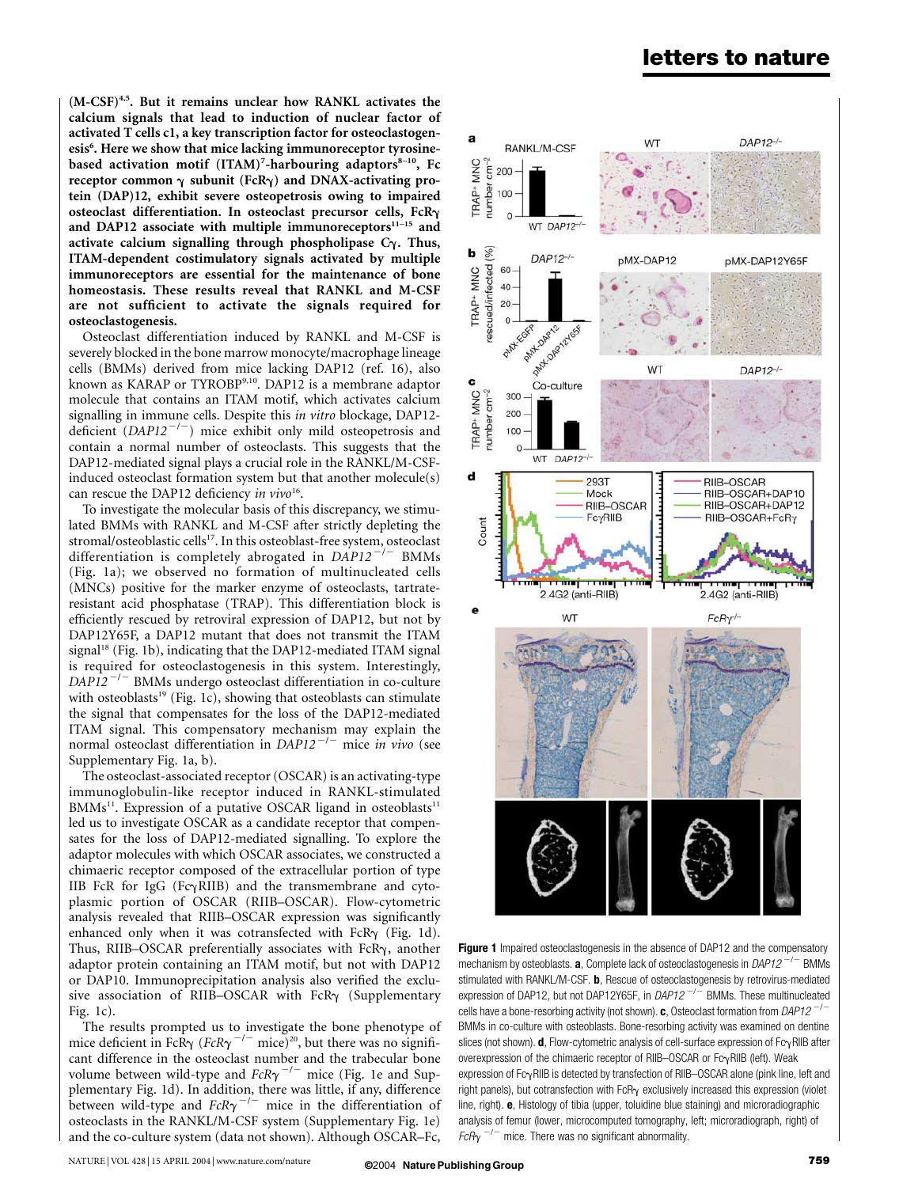**(M-CSF)[4,5]. But it remains unclear how RANKL activates the calcium signals that lead to induction of nuclear factor of activated T cells c1, a key transcription factor for osteoclastogenesis[6]. Here we show that mice lacking immunoreceptor tyrosine-based activation motif (ITAM)[7]-harbouring adaptors[8–10], Fc receptor common γ subunit (FcRγ) and DNAX-activating protein (DAP)12, exhibit severe osteopetrosis owing to impaired osteoclast differentiation. In osteoclast precursor cells, FcRγ and DAP12 associate with multiple immunoreceptors[11–15] and activate calcium signalling through phospholipase Cγ. Thus, ITAM-dependent costimulatory signals activated by multiple immunoreceptors are essential for the maintenance of bone homeostasis. These results reveal that RANKL and M-CSF are not sufficient to activate the signals required for osteoclastogenesis.**

Osteoclast differentiation induced by RANKL and M-CSF is severely blocked in the bone marrow monocyte/macrophage lineage cells (BMMs) derived from mice lacking DAP12 (ref. 16), also known as KARAP or TYROBP[9,10]. DAP12 is a membrane adaptor molecule that contains an ITAM motif, which activates calcium signalling in immune cells. Despite this *in vitro* blockage, DAP12-deficient (*DAP12*$^{-/-}$) mice exhibit only mild osteopetrosis and contain a normal number of osteoclasts. This suggests that the DAP12-mediated signal plays a crucial role in the RANKL/M-CSF-induced osteoclast formation system but that another molecule(s) can rescue the DAP12 deficiency *in vivo*[16].

To investigate the molecular basis of this discrepancy, we stimulated BMMs with RANKL and M-CSF after strictly depleting the stromal/osteoblastic cells[17]. In this osteoblast-free system, osteoclast differentiation is completely abrogated in *DAP12*$^{-/-}$ BMMs (Fig. 1a); we observed no formation of multinucleated cells (MNCs) positive for the marker enzyme of osteoclasts, tartrate-resistant acid phosphatase (TRAP). This differentiation block is efficiently rescued by retroviral expression of DAP12, but not by DAP12Y65F, a DAP12 mutant that does not transmit the ITAM signal[18] (Fig. 1b), indicating that the DAP12-mediated ITAM signal is required for osteoclastogenesis in this system. Interestingly, *DAP12*$^{-/-}$ BMMs undergo osteoclast differentiation in co-culture with osteoblasts[19] (Fig. 1c), showing that osteoblasts can stimulate the signal that compensates for the loss of the DAP12-mediated ITAM signal. This compensatory mechanism may explain the normal osteoclast differentiation in *DAP12*$^{-/-}$ mice *in vivo* (see Supplementary Fig. 1a, b).

The osteoclast-associated receptor (OSCAR) is an activating-type immunoglobulin-like receptor induced in RANKL-stimulated BMMs[11]. Expression of a putative OSCAR ligand in osteoblasts[11] led us to investigate OSCAR as a candidate receptor that compensates for the loss of DAP12-mediated signalling. To explore the adaptor molecules with which OSCAR associates, we constructed a chimaeric receptor composed of the extracellular portion of type IIB FcR for IgG (FcγRIIB) and the transmembrane and cytoplasmic portion of OSCAR (RIIB–OSCAR). Flow-cytometric analysis revealed that RIIB–OSCAR expression was significantly enhanced only when it was cotransfected with FcRγ (Fig. 1d). Thus, RIIB–OSCAR preferentially associates with FcRγ, another adaptor protein containing an ITAM motif, but not with DAP12 or DAP10. Immunoprecipitation analysis also verified the exclusive association of RIIB–OSCAR with FcRγ (Supplementary Fig. 1c).

The results prompted us to investigate the bone phenotype of mice deficient in FcRγ (*FcRγ*$^{-/-}$ mice)[20], but there was no significant difference in the osteoclast number and the trabecular bone volume between wild-type and *FcRγ*$^{-/-}$ mice (Fig. 1e and Supplementary Fig. 1d). In addition, there was little, if any, difference between wild-type and *FcRγ*$^{-/-}$ mice in the differentiation of osteoclasts in the RANKL/M-CSF system (Supplementary Fig. 1e) and the co-culture system (data not shown). Although OSCAR–Fc,

**Figure 1** Impaired osteoclastogenesis in the absence of DAP12 and the compensatory mechanism by osteoblasts. **a**, Complete lack of osteoclastogenesis in *DAP12*$^{-/-}$ BMMs stimulated with RANKL/M-CSF. **b**, Rescue of osteoclastogenesis by retrovirus-mediated expression of DAP12, but not DAP12Y65F, in *DAP12*$^{-/-}$ BMMs. These multinucleated cells have a bone-resorbing activity (not shown). **c**, Osteoclast formation from *DAP12*$^{-/-}$ BMMs in co-culture with osteoblasts. Bone-resorbing activity was examined on dentine slices (not shown). **d**, Flow-cytometric analysis of cell-surface expression of FcγRIIB after overexpression of the chimaeric receptor of RIIB–OSCAR or FcγRIIB (left). Weak expression of FcγRIIB is detected by transfection of RIIB–OSCAR alone (pink line, left and right panels), but cotransfection with FcRγ exclusively increased this expression (violet line, right). **e**, Histology of tibia (upper, toluidine blue staining) and microradiographic analysis of femur (lower, microcomputed tomography, left; microradiograph, right) of *FcRγ*$^{-/-}$ mice. There was no significant abnormality.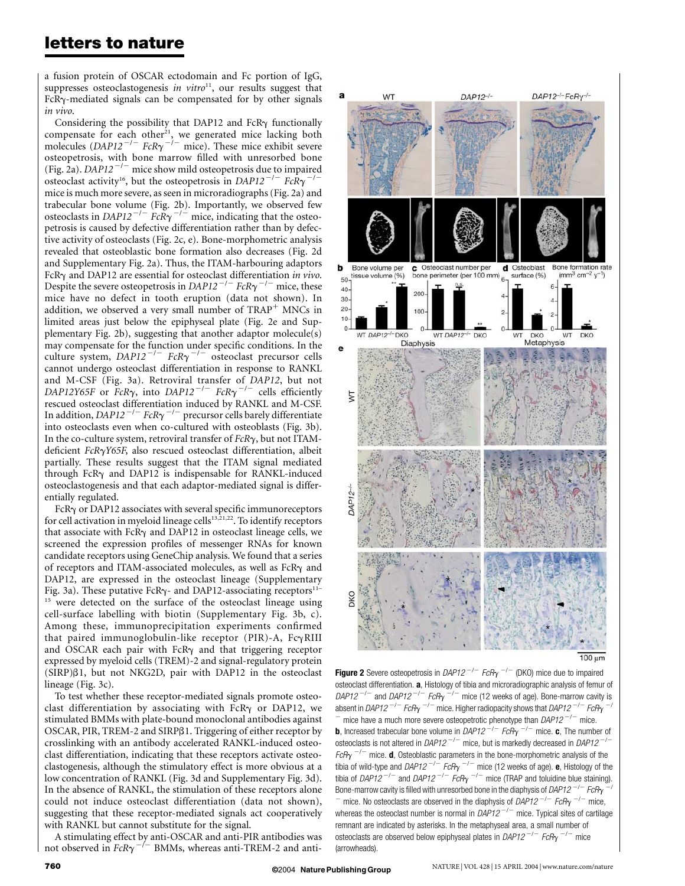a fusion protein of OSCAR ectodomain and Fc portion of IgG, suppresses osteoclastogenesis *in vitro*[11], our results suggest that FcRγ-mediated signals can be compensated for by other signals *in vivo*.

Considering the possibility that DAP12 and FcRγ functionally compensate for each other[21], we generated mice lacking both molecules (*DAP12*$^{-/-}$ *FcRγ*$^{-/-}$ mice). These mice exhibit severe osteopetrosis, with bone marrow filled with unresorbed bone (Fig. 2a). *DAP12*$^{-/-}$ mice show mild osteopetrosis due to impaired osteoclast activity[16], but the osteopetrosis in *DAP12*$^{-/-}$ *FcRγ*$^{-/-}$ mice is much more severe, as seen in microradiographs (Fig. 2a) and trabecular bone volume (Fig. 2b). Importantly, we observed few osteoclasts in *DAP12*$^{-/-}$ *FcRγ*$^{-/-}$ mice, indicating that the osteopetrosis is caused by defective differentiation rather than by defective activity of osteoclasts (Fig. 2c, e). Bone-morphometric analysis revealed that osteoblastic bone formation also decreases (Fig. 2d and Supplementary Fig. 2a). Thus, the ITAM-harbouring adaptors FcRγ and DAP12 are essential for osteoclast differentiation *in vivo*. Despite the severe osteopetrosis in *DAP12*$^{-/-}$ *FcRγ*$^{-/-}$ mice, these mice have no defect in tooth eruption (data not shown). In addition, we observed a very small number of TRAP$^{+}$ MNCs in limited areas just below the epiphyseal plate (Fig. 2e and Supplementary Fig. 2b), suggesting that another adaptor molecule(s) may compensate for the function under specific conditions. In the culture system, *DAP12*$^{-/-}$ *FcRγ*$^{-/-}$ osteoclast precursor cells cannot undergo osteoclast differentiation in response to RANKL and M-CSF (Fig. 3a). Retroviral transfer of *DAP12*, but not *DAP12Y65F* or *FcRγ*, into *DAP12*$^{-/-}$ *FcRγ*$^{-/-}$ cells efficiently rescued osteoclast differentiation induced by RANKL and M-CSF. In addition, *DAP12*$^{-/-}$ *FcRγ*$^{-/-}$ precursor cells barely differentiate into osteoclasts even when co-cultured with osteoblasts (Fig. 3b). In the co-culture system, retroviral transfer of *FcRγ*, but not ITAM-deficient *FcRγY65F*, also rescued osteoclast differentiation, albeit partially. These results suggest that the ITAM signal mediated through FcRγ and DAP12 is indispensable for RANKL-induced osteoclastogenesis and that each adaptor-mediated signal is differentially regulated.

FcRγ or DAP12 associates with several specific immunoreceptors for cell activation in myeloid lineage cells[13,21,22]. To identify receptors that associate with FcRγ and DAP12 in osteoclast lineage cells, we screened the expression profiles of messenger RNAs for known candidate receptors using GeneChip analysis. We found that a series of receptors and ITAM-associated molecules, as well as FcRγ and DAP12, are expressed in the osteoclast lineage (Supplementary Fig. 3a). These putative FcRγ- and DAP12-associating receptors[11–15] were detected on the surface of the osteoclast lineage using cell-surface labelling with biotin (Supplementary Fig. 3b, c). Among these, immunoprecipitation experiments confirmed that paired immunoglobulin-like receptor (PIR)-A, FcγRIII and OSCAR each pair with FcRγ and that triggering receptor expressed by myeloid cells (TREM)-2 and signal-regulatory protein (SIRP)β1, but not NKG2D, pair with DAP12 in the osteoclast lineage (Fig. 3c).

To test whether these receptor-mediated signals promote osteoclast differentiation by associating with FcRγ or DAP12, we stimulated BMMs with plate-bound monoclonal antibodies against OSCAR, PIR, TREM-2 and SIRPβ1. Triggering of either receptor by crosslinking with an antibody accelerated RANKL-induced osteoclast differentiation, indicating that these receptors activate osteoclastogenesis, although the stimulatory effect is more obvious at a low concentration of RANKL (Fig. 3d and Supplementary Fig. 3d). In the absence of RANKL, the stimulation of these receptors alone could not induce osteoclast differentiation (data not shown), suggesting that these receptor-mediated signals act cooperatively with RANKL but cannot substitute for the signal.

A stimulating effect by anti-OSCAR and anti-PIR antibodies was not observed in *FcRγ*$^{-/-}$ BMMs, whereas anti-TREM-2 and anti-

**Figure 2** Severe osteopetrosis in *DAP12*$^{-/-}$ *FcRγ*$^{-/-}$ (DKO) mice due to impaired osteoclast differentiation. **a**, Histology of tibia and microradiographic analysis of femur of *DAP12*$^{-/-}$ and *DAP12*$^{-/-}$ *FcRγ*$^{-/-}$ mice (12 weeks of age). Bone-marrow cavity is absent in *DAP12*$^{-/-}$ *FcRγ*$^{-/-}$ mice. Higher radiopacity shows that *DAP12*$^{-/-}$ *FcRγ*$^{-/-}$ mice have a much more severe osteopetrotic phenotype than *DAP12*$^{-/-}$ mice. **b**, Increased trabecular bone volume in *DAP12*$^{-/-}$ *FcRγ*$^{-/-}$ mice. **c**, The number of osteoclasts is not altered in *DAP12*$^{-/-}$ mice, but is markedly decreased in *DAP12*$^{-/-}$ *FcRγ*$^{-/-}$ mice. **d**, Osteoblastic parameters in the bone-morphometric analysis of the tibia of wild-type and *DAP12*$^{-/-}$ *FcRγ*$^{-/-}$ mice (12 weeks of age). **e**, Histology of the tibia of *DAP12*$^{-/-}$ and *DAP12*$^{-/-}$ *FcRγ*$^{-/-}$ mice (TRAP and toluidine blue staining). Bone-marrow cavity is filled with unresorbed bone in the diaphysis of *DAP12*$^{-/-}$ *FcRγ*$^{-/-}$ mice. No osteoclasts are observed in the diaphysis of *DAP12*$^{-/-}$ *FcRγ*$^{-/-}$ mice, whereas the osteoclast number is normal in *DAP12*$^{-/-}$ mice. Typical sites of cartilage remnant are indicated by asterisks. In the metaphyseal area, a small number of osteoclasts are observed below epiphyseal plates in *DAP12*$^{-/-}$ *FcRγ*$^{-/-}$ mice (arrowheads).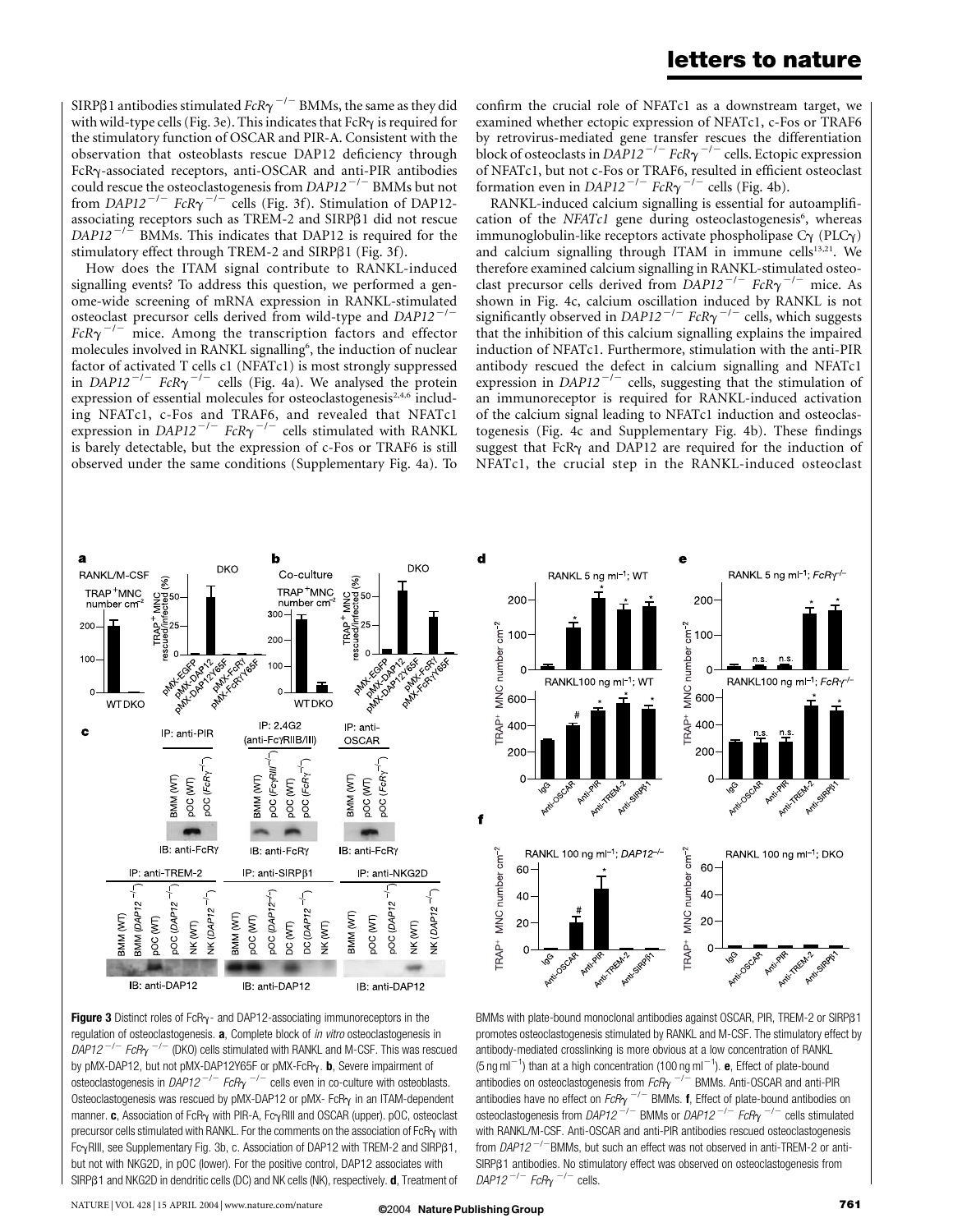SIRPβ1 antibodies stimulated $FcR\gamma^{-/-}$ BMMs, the same as they did with wild-type cells (Fig. 3e). This indicates that FcRγ is required for the stimulatory function of OSCAR and PIR-A. Consistent with the observation that osteoblasts rescue DAP12 deficiency through FcRγ-associated receptors, anti-OSCAR and anti-PIR antibodies could rescue the osteoclastogenesis from $DAP12^{-/-}$ BMMs but not from $DAP12^{-/-}$ $FcR\gamma^{-/-}$ cells (Fig. 3f). Stimulation of DAP12-associating receptors such as TREM-2 and SIRPβ1 did not rescue $DAP12^{-/-}$ BMMs. This indicates that DAP12 is required for the stimulatory effect through TREM-2 and SIRPβ1 (Fig. 3f).

How does the ITAM signal contribute to RANKL-induced signalling events? To address this question, we performed a genome-wide screening of mRNA expression in RANKL-stimulated osteoclast precursor cells derived from wild-type and $DAP12^{-/-}$ $FcR\gamma^{-/-}$ mice. Among the transcription factors and effector molecules involved in RANKL signalling[6], the induction of nuclear factor of activated T cells c1 (NFATc1) is most strongly suppressed in $DAP12^{-/-}$ $FcR\gamma^{-/-}$ cells (Fig. 4a). We analysed the protein expression of essential molecules for osteoclastogenesis[2,4,6] including NFATc1, c-Fos and TRAF6, and revealed that NFATc1 expression in $DAP12^{-/-}$ $FcR\gamma^{-/-}$ cells stimulated with RANKL is barely detectable, but the expression of c-Fos or TRAF6 is still observed under the same conditions (Supplementary Fig. 4a). To confirm the crucial role of NFATc1 as a downstream target, we examined whether ectopic expression of NFATc1, c-Fos or TRAF6 by retrovirus-mediated gene transfer rescues the differentiation block of osteoclasts in $DAP12^{-/-}$ $FcR\gamma^{-/-}$ cells. Ectopic expression of NFATc1, but not c-Fos or TRAF6, resulted in efficient osteoclast formation even in $DAP12^{-/-}$ $FcR\gamma^{-/-}$ cells (Fig. 4b).

RANKL-induced calcium signalling is essential for autoamplification of the *NFATc1* gene during osteoclastogenesis[6], whereas immunoglobulin-like receptors activate phospholipase Cγ (PLCγ) and calcium signalling through ITAM in immune cells[13,21]. We therefore examined calcium signalling in RANKL-stimulated osteoclast precursor cells derived from $DAP12^{-/-}$ $FcR\gamma^{-/-}$ mice. As shown in Fig. 4c, calcium oscillation induced by RANKL is not significantly observed in $DAP12^{-/-}$ $FcR\gamma^{-/-}$ cells, which suggests that the inhibition of this calcium signalling explains the impaired induction of NFATc1. Furthermore, stimulation with the anti-PIR antibody rescued the defect in calcium signalling and NFATc1 expression in $DAP12^{-/-}$ cells, suggesting that the stimulation of an immunoreceptor is required for RANKL-induced activation of the calcium signal leading to NFATc1 induction and osteoclastogenesis (Fig. 4c and Supplementary Fig. 4b). These findings suggest that FcRγ and DAP12 are required for the induction of NFATc1, the crucial step in the RANKL-induced osteoclast

**Figure 3** Distinct roles of FcRγ- and DAP12-associating immunoreceptors in the regulation of osteoclastogenesis. **a**, Complete block of *in vitro* osteoclastogenesis in $DAP12^{-/-}$ $FcR\gamma^{-/-}$ (DKO) cells stimulated with RANKL and M-CSF. This was rescued by pMX-DAP12, but not pMX-DAP12Y65F or pMX-FcRγ. **b**, Severe impairment of osteoclastogenesis in $DAP12^{-/-}$ $FcR\gamma^{-/-}$ cells even in co-culture with osteoblasts. Osteoclastogenesis was rescued by pMX-DAP12 or pMX- FcRγ in an ITAM-dependent manner. **c**, Association of FcRγ with PIR-A, FcγRIII and OSCAR (upper). pOC, osteoclast precursor cells stimulated with RANKL. For the comments on the association of FcRγ with FcγRIII, see Supplementary Fig. 3b, c. Association of DAP12 with TREM-2 and SIRPβ1, but not with NKG2D, in pOC (lower). For the positive control, DAP12 associates with SIRPβ1 and NKG2D in dendritic cells (DC) and NK cells (NK), respectively. **d**, Treatment of BMMs with plate-bound monoclonal antibodies against OSCAR, PIR, TREM-2 or SIRPβ1 promotes osteoclastogenesis stimulated by RANKL and M-CSF. The stimulatory effect by antibody-mediated crosslinking is more obvious at a low concentration of RANKL (5 ng ml$^{-1}$) than at a high concentration (100 ng ml$^{-1}$). **e**, Effect of plate-bound antibodies on osteoclastogenesis from $FcR\gamma^{-/-}$ BMMs. Anti-OSCAR and anti-PIR antibodies have no effect on $FcR\gamma^{-/-}$ BMMs. **f**, Effect of plate-bound antibodies on osteoclastogenesis from $DAP12^{-/-}$ BMMs or $DAP12^{-/-}$ $FcR\gamma^{-/-}$ cells stimulated with RANKL/M-CSF. Anti-OSCAR and anti-PIR antibodies rescued osteoclastogenesis from $DAP12^{-/-}$BMMs, but such an effect was not observed in anti-TREM-2 or anti-SIRPβ1 antibodies. No stimulatory effect was observed on osteoclastogenesis from $DAP12^{-/-}$ $FcR\gamma^{-/-}$ cells.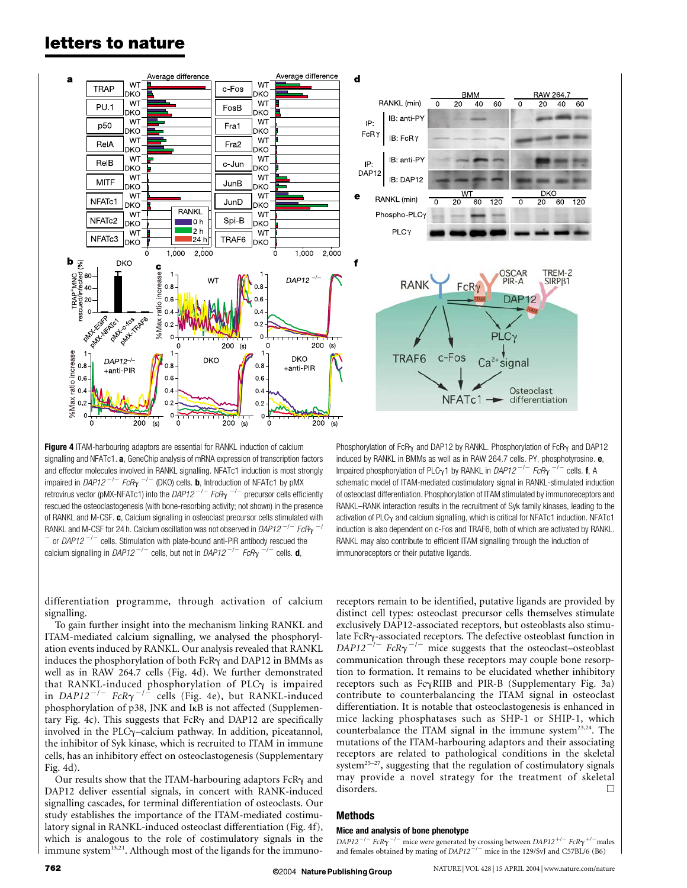**Figure 4** ITAM-harbouring adaptors are essential for RANKL induction of calcium signalling and NFATc1. **a**, GeneChip analysis of mRNA expression of transcription factors and effector molecules involved in RANKL signalling. NFATc1 induction is most strongly impaired in *DAP12*$^{-/-}$ *FcRγ*$^{-/-}$ (DKO) cells. **b**, Introduction of NFATc1 by pMX retrovirus vector (pMX-NFATc1) into the *DAP12*$^{-/-}$ *FcRγ*$^{-/-}$ precursor cells efficiently rescued the osteoclastogenesis (with bone-resorbing activity; not shown) in the presence of RANKL and M-CSF. **c**, Calcium signalling in osteoclast precursor cells stimulated with RANKL and M-CSF for 24 h. Calcium oscillation was not observed in *DAP12*$^{-/-}$ *FcRγ*$^{-/-}$ or *DAP12*$^{-/-}$ cells. Stimulation with plate-bound anti-PIR antibody rescued the calcium signalling in *DAP12*$^{-/-}$ cells, but not in *DAP12*$^{-/-}$ *FcRγ*$^{-/-}$ cells. **d**, Phosphorylation of FcRγ and DAP12 by RANKL. Phosphorylation of FcRγ and DAP12 induced by RANKL in BMMs as well as in RAW 264.7 cells. PY, phosphotyrosine. **e**, Impaired phosphorylation of PLCγ by RANKL in *DAP12*$^{-/-}$ *FcRγ*$^{-/-}$ cells. **f**, A schematic model of ITAM-mediated costimulatory signal in RANKL-stimulated induction of osteoclast differentiation. Phosphorylation of ITAM stimulated by immunoreceptors and RANKL–RANK interaction results in the recruitment of Syk family kinases, leading to the activation of PLCγ and calcium signalling, which is critical for NFATc1 induction. NFATc1 induction is also dependent on c-Fos and TRAF6, both of which are activated by RANKL. RANKL may also contribute to efficient ITAM signalling through the induction of immunoreceptors or their putative ligands.

differentiation programme, through activation of calcium signalling.

To gain further insight into the mechanism linking RANKL and ITAM-mediated calcium signalling, we analysed the phosphorylation events induced by RANKL. Our analysis revealed that RANKL induces the phosphorylation of both FcRγ and DAP12 in BMMs as well as in RAW 264.7 cells (Fig. 4d). We further demonstrated that RANKL-induced phosphorylation of PLCγ is impaired in *DAP12*$^{-/-}$ *FcRγ*$^{-/-}$ cells (Fig. 4e), but RANKL-induced phosphorylation of p38, JNK and IκB is not affected (Supplementary Fig. 4c). This suggests that FcRγ and DAP12 are specifically involved in the PLCγ–calcium pathway. In addition, piceatannol, the inhibitor of Syk kinase, which is recruited to ITAM in immune cells, has an inhibitory effect on osteoclastogenesis (Supplementary Fig. 4d).

Our results show that the ITAM-harbouring adaptors FcRγ and DAP12 deliver essential signals, in concert with RANK-induced signalling cascades, for terminal differentiation of osteoclasts. Our study establishes the importance of the ITAM-mediated costimulatory signal in RANKL-induced osteoclast differentiation (Fig. 4f), which is analogous to the role of costimulatory signals in the immune system[13,21]. Although most of the ligands for the immunoreceptors remain to be identified, putative ligands are provided by distinct cell types: osteoclast precursor cells themselves stimulate exclusively DAP12-associated receptors, but osteoblasts also stimulate FcRγ-associated receptors. The defective osteoblast function in *DAP12*$^{-/-}$ *FcRγ*$^{-/-}$ mice suggests that the osteoclast–osteoblast communication through these receptors may couple bone resorption to formation. It remains to be elucidated whether inhibitory receptors such as FcγRIIB and PIR-B (Supplementary Fig. 3a) contribute to counterbalancing the ITAM signal in osteoclast differentiation. It is notable that osteoclastogenesis is enhanced in mice lacking phosphatases such as SHP-1 or SHIP-1, which counterbalance the ITAM signal in the immune system[23,24]. The mutations of the ITAM-harbouring adaptors and their associating receptors are related to pathological conditions in the skeletal system[25–27], suggesting that the regulation of costimulatory signals may provide a novel strategy for the treatment of skeletal disorders. □

## Methods

### Mice and analysis of bone phenotype

*DAP12*$^{-/-}$ *FcRγ*$^{-/-}$ mice were generated by crossing between *DAP12*$^{+/-}$ *FcRγ*$^{+/-}$ males and females obtained by mating of *DAP12*$^{-/-}$ mice in the 129/SvJ and C57BL/6 (B6)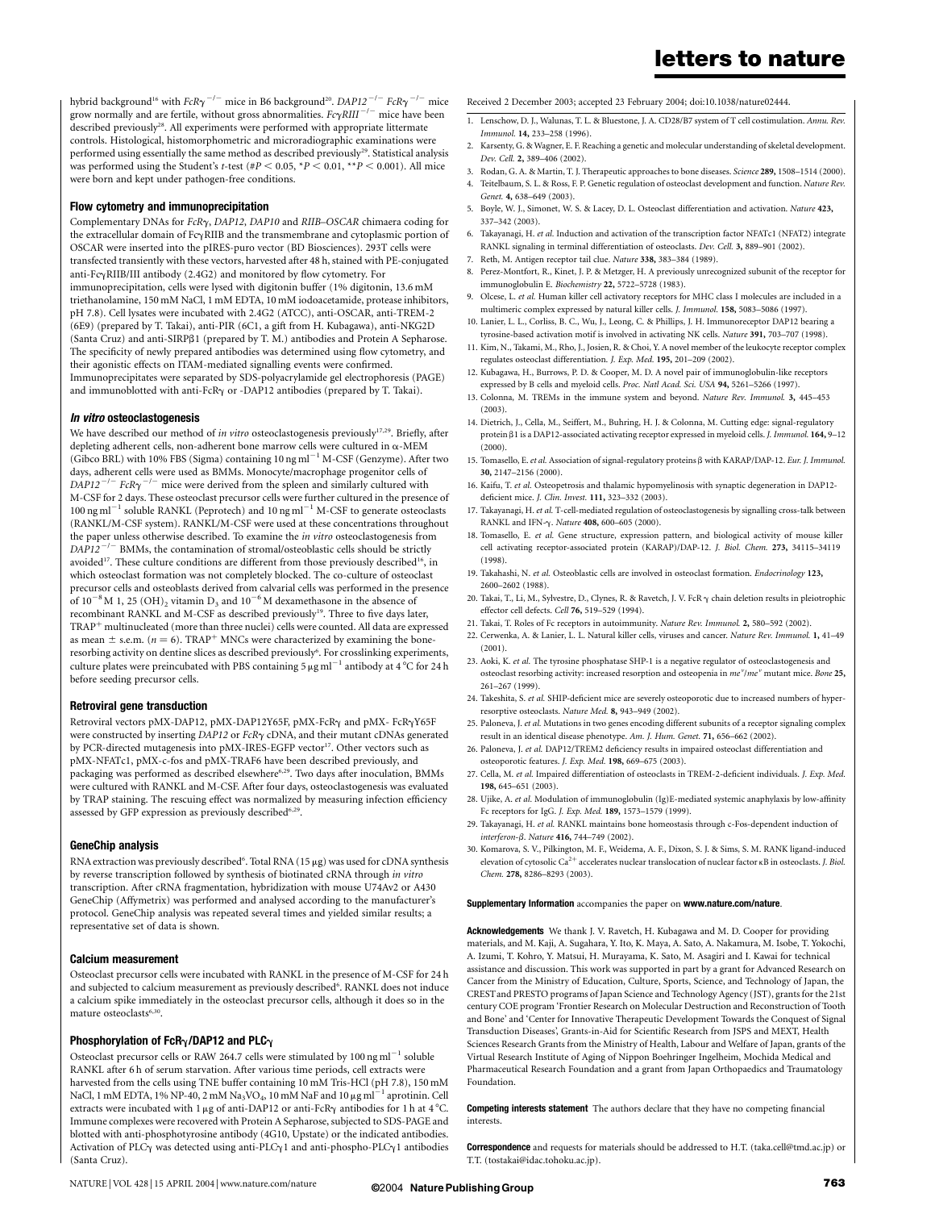hybrid background[16] with $FcR\gamma^{-/-}$ mice in B6 background[20]. $DAP12^{-/-}$ $FcR\gamma^{-/-}$ mice grow normally and are fertile, without gross abnormalities. $Fc\gamma RIII^{-/-}$ mice have been described previously[28]. All experiments were performed with appropriate littermate controls. Histological, histomorphometric and microradiographic examinations were performed using essentially the same method as described previously[29]. Statistical analysis was performed using the Student's *t*-test (# $P < 0.05$, * $P < 0.01$, ** $P < 0.001$). All mice were born and kept under pathogen-free conditions.

### Flow cytometry and immunoprecipitation

Complementary DNAs for *FcRγ*, *DAP12*, *DAP10* and *RIIB–OSCAR* chimaera coding for the extracellular domain of FcγRIIB and the transmembrane and cytoplasmic portion of OSCAR were inserted into the pIRES-puro vector (BD Biosciences). 293T cells were transfected transiently with these vectors, harvested after 48 h, stained with PE-conjugated anti-FcγRIIB/III antibody (2.4G2) and monitored by flow cytometry. For immunoprecipitation, cells were lysed with digitonin buffer (1% digitonin, 13.6 mM triethanolamine, 150 mM NaCl, 1 mM EDTA, 10 mM iodoacetamide, protease inhibitors, pH 7.8). Cell lysates were incubated with 2.4G2 (ATCC), anti-OSCAR, anti-TREM-2 (6E9) (prepared by T. Takai), anti-PIR (6C1, a gift from H. Kubagawa), anti-NKG2D (Santa Cruz) and anti-SIRPβ1 (prepared by T. M.) antibodies and Protein A Sepharose. The specificity of newly prepared antibodies was determined using flow cytometry, and their agonistic effects on ITAM-mediated signalling events were confirmed. Immunoprecipitates were separated by SDS-polyacrylamide gel electrophoresis (PAGE) and immunoblotted with anti-FcRγ or -DAP12 antibodies (prepared by T. Takai).

### *In vitro* osteoclastogenesis

We have described our method of *in vitro* osteoclastogenesis previously[17,29]. Briefly, after depleting adherent cells, non-adherent bone marrow cells were cultured in α-MEM (Gibco BRL) with 10% FBS (Sigma) containing 10 ng ml$^{-1}$ M-CSF (Genzyme). After two days, adherent cells were used as BMMs. Monocyte/macrophage progenitor cells of $DAP12^{-/-}$ $FcR\gamma^{-/-}$ mice were derived from the spleen and similarly cultured with M-CSF for 2 days. These osteoclast precursor cells were further cultured in the presence of 100 ng ml$^{-1}$ soluble RANKL (Peprotech) and 10 ng ml$^{-1}$ M-CSF to generate osteoclasts (RANKL/M-CSF system). RANKL/M-CSF were used at these concentrations throughout the paper unless otherwise described. To examine the *in vitro* osteoclastogenesis from $DAP12^{-/-}$ BMMs, the contamination of stromal/osteoblastic cells should be strictly avoided[17]. These culture conditions are different from those previously described[16], in which osteoclast formation was not completely blocked. The co-culture of osteoclast precursor cells and osteoblasts derived from calvarial cells was performed in the presence of $10^{-8}$ M 1, 25 $(OH)_2$ vitamin $D_3$ and $10^{-6}$ M dexamethasone in the absence of recombinant RANKL and M-CSF as described previously[19]. Three to five days later, $TRAP^+$ multinucleated (more than three nuclei) cells were counted. All data are expressed as mean ± s.e.m. ($n = 6$). $TRAP^+$ MNCs were characterized by examining the bone-resorbing activity on dentine slices as described previously[6]. For crosslinking experiments, culture plates were preincubated with PBS containing 5 μg ml$^{-1}$ antibody at 4 °C for 24 h before seeding precursor cells.

### Retroviral gene transduction

Retroviral vectors pMX-DAP12, pMX-DAP12Y65F, pMX-FcRγ and pMX- FcRγY65F were constructed by inserting *DAP12* or *FcRγ* cDNA, and their mutant cDNAs generated by PCR-directed mutagenesis into pMX-IRES-EGFP vector[17]. Other vectors such as pMX-NFATc1, pMX-c-fos and pMX-TRAF6 have been described previously, and packaging was performed as described elsewhere[6,29]. Two days after inoculation, BMMs were cultured with RANKL and M-CSF. After four days, osteoclastogenesis was evaluated by TRAP staining. The rescuing effect was normalized by measuring infection efficiency assessed by GFP expression as previously described[6,29].

### GeneChip analysis

RNA extraction was previously described[6]. Total RNA (15 μg) was used for cDNA synthesis by reverse transcription followed by synthesis of biotinated cRNA through *in vitro* transcription. After cRNA fragmentation, hybridization with mouse U74Av2 or A430 GeneChip (Affymetrix) was performed and analysed according to the manufacturer's protocol. GeneChip analysis was repeated several times and yielded similar results; a representative set of data is shown.

### Calcium measurement

Osteoclast precursor cells were incubated with RANKL in the presence of M-CSF for 24 h and subjected to calcium measurement as previously described[6]. RANKL does not induce a calcium spike immediately in the osteoclast precursor cells, although it does so in the mature osteoclasts[6,30].

### Phosphorylation of FcRγ/DAP12 and PLCγ

Osteoclast precursor cells or RAW 264.7 cells were stimulated by 100 ng ml$^{-1}$ soluble RANKL after 6 h of serum starvation. After various time periods, cell extracts were harvested from the cells using TNE buffer containing 10 mM Tris-HCl (pH 7.8), 150 mM NaCl, 1 mM EDTA, 1% NP-40, 2 mM $Na_3VO_4$, 10 mM NaF and 10 μg ml$^{-1}$ aprotinin. Cell extracts were incubated with 1 μg of anti-DAP12 or anti-FcRγ antibodies for 1 h at 4 °C. Immune complexes were recovered with Protein A Sepharose, subjected to SDS-PAGE and blotted with anti-phosphotyrosine antibody (4G10, Upstate) or the indicated antibodies. Activation of PLCγ was detected using anti-PLCγ1 and anti-phospho-PLCγ1 antibodies (Santa Cruz).

Received 2 December 2003; accepted 23 February 2004; doi:10.1038/nature02444.

1. Lenschow, D. J., Walunas, T. L. & Bluestone, J. A. CD28/B7 system of T cell costimulation. *Annu. Rev. Immunol.* **14,** 233–258 (1996).
2. Karsenty, G. & Wagner, E. F. Reaching a genetic and molecular understanding of skeletal development. *Dev. Cell.* **2,** 389–406 (2002).
3. Rodan, G. A. & Martin, T. J. Therapeutic approaches to bone diseases. *Science* **289,** 1508–1514 (2000).
4. Teitelbaum, S. L. & Ross, F. P. Genetic regulation of osteoclast development and function. *Nature Rev. Genet.* **4,** 638–649 (2003).
5. Boyle, W. J., Simonet, W. S. & Lacey, D. L. Osteoclast differentiation and activation. *Nature* **423,** 337–342 (2003).
6. Takayanagi, H. *et al.* Induction and activation of the transcription factor NFATc1 (NFAT2) integrate RANKL signaling in terminal differentiation of osteoclasts. *Dev. Cell.* **3,** 889–901 (2002).
7. Reth, M. Antigen receptor tail clue. *Nature* **338,** 383–384 (1989).
8. Perez-Montfort, R., Kinet, J. P. & Metzger, H. A previously unrecognized subunit of the receptor for immunoglobulin E. *Biochemistry* **22,** 5722–5728 (1983).
9. Olcese, L. *et al.* Human killer cell activatory receptors for MHC class I molecules are included in a multimeric complex expressed by natural killer cells. *J. Immunol.* **158,** 5083–5086 (1997).
10. Lanier, L. L., Corliss, B. C., Wu, J., Leong, C. & Phillips, J. H. Immunoreceptor DAP12 bearing a tyrosine-based activation motif is involved in activating NK cells. *Nature* **391,** 703–707 (1998).
11. Kim, N., Takami, M., Rho, J., Josien, R. & Choi, Y. A novel member of the leukocyte receptor complex regulates osteoclast differentiation. *J. Exp. Med.* **195,** 201–209 (2002).
12. Kubagawa, H., Burrows, P. D. & Cooper, M. D. A novel pair of immunoglobulin-like receptors expressed by B cells and myeloid cells. *Proc. Natl Acad. Sci. USA* **94,** 5261–5266 (1997).
13. Colonna, M. TREMs in the immune system and beyond. *Nature Rev. Immunol.* **3,** 445–453 (2003).
14. Dietrich, J., Cella, M., Seiffert, M., Buhring, H. J. & Colonna, M. Cutting edge: signal-regulatory protein β1 is a DAP12-associated activating receptor expressed in myeloid cells. *J. Immunol.* **164,** 9–12 (2000).
15. Tomasello, E. *et al.* Association of signal-regulatory proteins β with KARAP/DAP-12. *Eur. J. Immunol.* **30,** 2147–2156 (2000).
16. Kaifu, T. *et al.* Osteopetrosis and thalamic hypomyelinosis with synaptic degeneration in DAP12-deficient mice. *J. Clin. Invest.* **111,** 323–332 (2003).
17. Takayanagi, H. *et al.* T-cell-mediated regulation of osteoclastogenesis by signalling cross-talk between RANKL and IFN-γ. *Nature* **408,** 600–605 (2000).
18. Tomasello, E. *et al.* Gene structure, expression pattern, and biological activity of mouse killer cell activating receptor-associated protein (KARAP)/DAP-12. *J. Biol. Chem.* **273,** 34115–34119 (1998).
19. Takahashi, N. *et al.* Osteoblastic cells are involved in osteoclast formation. *Endocrinology* **123,** 2600–2602 (1988).
20. Takai, T., Li, M., Sylvestre, D., Clynes, R. & Ravetch, J. V. FcR γ chain deletion results in pleiotrophic effector cell defects. *Cell* **76,** 519–529 (1994).
21. Takai, T. Roles of Fc receptors in autoimmunity. *Nature Rev. Immunol.* **2,** 580–592 (2002).
22. Cerwenka, A. & Lanier, L. L. Natural killer cells, viruses and cancer. *Nature Rev. Immunol.* **1,** 41–49 (2001).
23. Aoki, K. *et al.* The tyrosine phosphatase SHP-1 is a negative regulator of osteoclastogenesis and osteoclast resorbing activity: increased resorption and osteopenia in $me^v/me^v$ mutant mice. *Bone* **25,** 261–267 (1999).
24. Takeshita, S. *et al.* SHIP-deficient mice are severely osteoporotic due to increased numbers of hyper-resorptive osteoclasts. *Nature Med.* **8,** 943–949 (2002).
25. Paloneva, J. *et al.* Mutations in two genes encoding different subunits of a receptor signaling complex result in an identical disease phenotype. *Am. J. Hum. Genet.* **71,** 656–662 (2002).
26. Paloneva, J. *et al.* DAP12/TREM2 deficiency results in impaired osteoclast differentiation and osteoporotic features. *J. Exp. Med.* **198,** 669–675 (2003).
27. Cella, M. *et al.* Impaired differentiation of osteoclasts in TREM-2-deficient individuals. *J. Exp. Med.* **198,** 645–651 (2003).
28. Ujike, A. *et al.* Modulation of immunoglobulin (Ig)E-mediated systemic anaphylaxis by low-affinity Fc receptors for IgG. *J. Exp. Med.* **189,** 1573–1579 (1999).
29. Takayanagi, H. *et al.* RANKL maintains bone homeostasis through c-Fos-dependent induction of *interferon-β*. *Nature* **416,** 744–749 (2002).
30. Komarova, S. V., Pilkington, M. F., Weidema, A. F., Dixon, S. J. & Sims, S. M. RANK ligand-induced elevation of cytosolic $Ca^{2+}$ accelerates nuclear translocation of nuclear factor κB in osteoclasts. *J. Biol. Chem.* **278,** 8286–8293 (2003).

**Supplementary Information** accompanies the paper on **www.nature.com/nature**.

**Acknowledgements** We thank J. V. Ravetch, H. Kubagawa and M. D. Cooper for providing materials, and M. Kaji, A. Sugahara, Y. Ito, K. Maya, A. Sato, A. Nakamura, M. Isobe, T. Yokochi, A. Izumi, T. Kohro, Y. Matsui, H. Murayama, K. Sato, M. Asagiri and I. Kawai for technical assistance and discussion. This work was supported in part by a grant for Advanced Research on Cancer from the Ministry of Education, Culture, Sports, Science, and Technology of Japan, the CREST and PRESTO programs of Japan Science and Technology Agency (JST), grants for the 21st century COE program 'Frontier Research on Molecular Destruction and Reconstruction of Tooth and Bone' and 'Center for Innovative Therapeutic Development Towards the Conquest of Signal Transduction Diseases', Grants-in-Aid for Scientific Research from JSPS and MEXT, Health Sciences Research Grants from the Ministry of Health, Labour and Welfare of Japan, grants of the Virtual Research Institute of Aging of Nippon Boehringer Ingelheim, Mochida Medical and Pharmaceutical Research Foundation and a grant from Japan Orthopaedics and Traumatology Foundation.

**Competing interests statement** The authors declare that they have no competing financial interests.

**Correspondence** and requests for materials should be addressed to H.T. (taka.cell@tmd.ac.jp) or T.T. (tostakai@idac.tohoku.ac.jp).